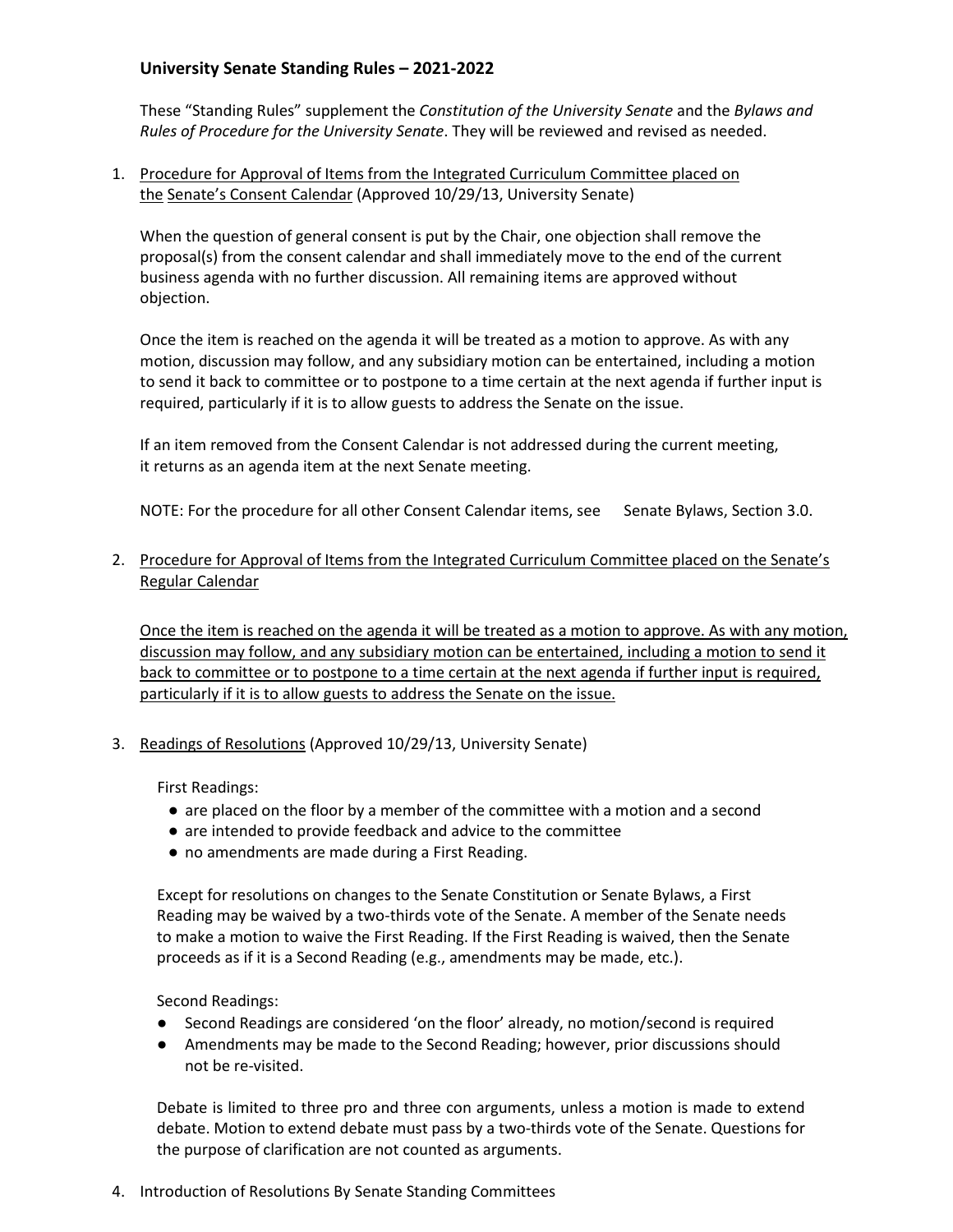## University Senate Standing Rules – 2021-2022

These "Standing Rules" supplement the *Constitution of the University Senate* and the *Bylaws and Rules of Procedure for the University Senate*. They will be reviewed and revised as needed.

1. <u>Procedure for Approval of Items from the Integrated Curriculum Committee placed on the Senate's Consent Calendar</u> (Approved 10/29/13, University Senate)

   When the question of general consent is put by the Chair, one objection shall remove the proposal(s) from the consent calendar and shall immediately move to the end of the current business agenda with no further discussion. All remaining items are approved without objection.

   Once the item is reached on the agenda it will be treated as a motion to approve. As with any motion, discussion may follow, and any subsidiary motion can be entertained, including a motion to send it back to committee or to postpone to a time certain at the next agenda if further input is required, particularly if it is to allow guests to address the Senate on the issue.

   If an item removed from the Consent Calendar is not addressed during the current meeting, it returns as an agenda item at the next Senate meeting.

   NOTE: For the procedure for all other Consent Calendar items, see Senate Bylaws, Section 3.0.

2. <u>Procedure for Approval of Items from the Integrated Curriculum Committee placed on the Senate's Regular Calendar</u>

   <u>Once the item is reached on the agenda it will be treated as a motion to approve. As with any motion, discussion may follow, and any subsidiary motion can be entertained, including a motion to send it back to committee or to postpone to a time certain at the next agenda if further input is required, particularly if it is to allow guests to address the Senate on the issue.</u>

3. <u>Readings of Resolutions</u> (Approved 10/29/13, University Senate)

   First Readings:
   - are placed on the floor by a member of the committee with a motion and a second
   - are intended to provide feedback and advice to the committee
   - no amendments are made during a First Reading.

   Except for resolutions on changes to the Senate Constitution or Senate Bylaws, a First Reading may be waived by a two-thirds vote of the Senate. A member of the Senate needs to make a motion to waive the First Reading. If the First Reading is waived, then the Senate proceeds as if it is a Second Reading (e.g., amendments may be made, etc.).

   Second Readings:
   - Second Readings are considered 'on the floor' already, no motion/second is required
   - Amendments may be made to the Second Reading; however, prior discussions should not be re-visited.

   Debate is limited to three pro and three con arguments, unless a motion is made to extend debate. Motion to extend debate must pass by a two-thirds vote of the Senate. Questions for the purpose of clarification are not counted as arguments.

4. Introduction of Resolutions By Senate Standing Committees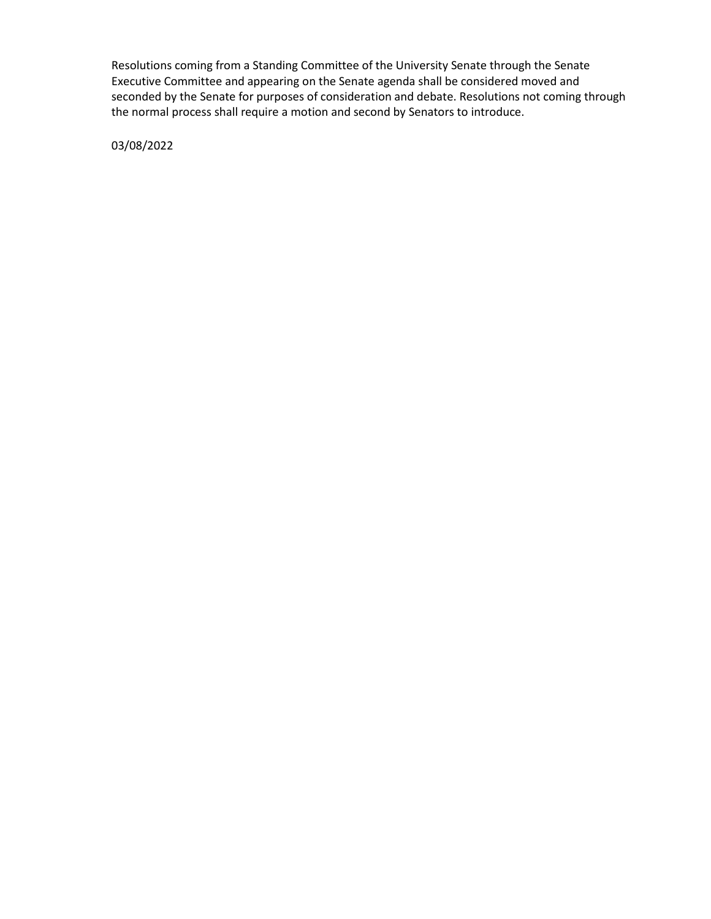Resolutions coming from a Standing Committee of the University Senate through the Senate Executive Committee and appearing on the Senate agenda shall be considered moved and seconded by the Senate for purposes of consideration and debate. Resolutions not coming through the normal process shall require a motion and second by Senators to introduce.

03/08/2022